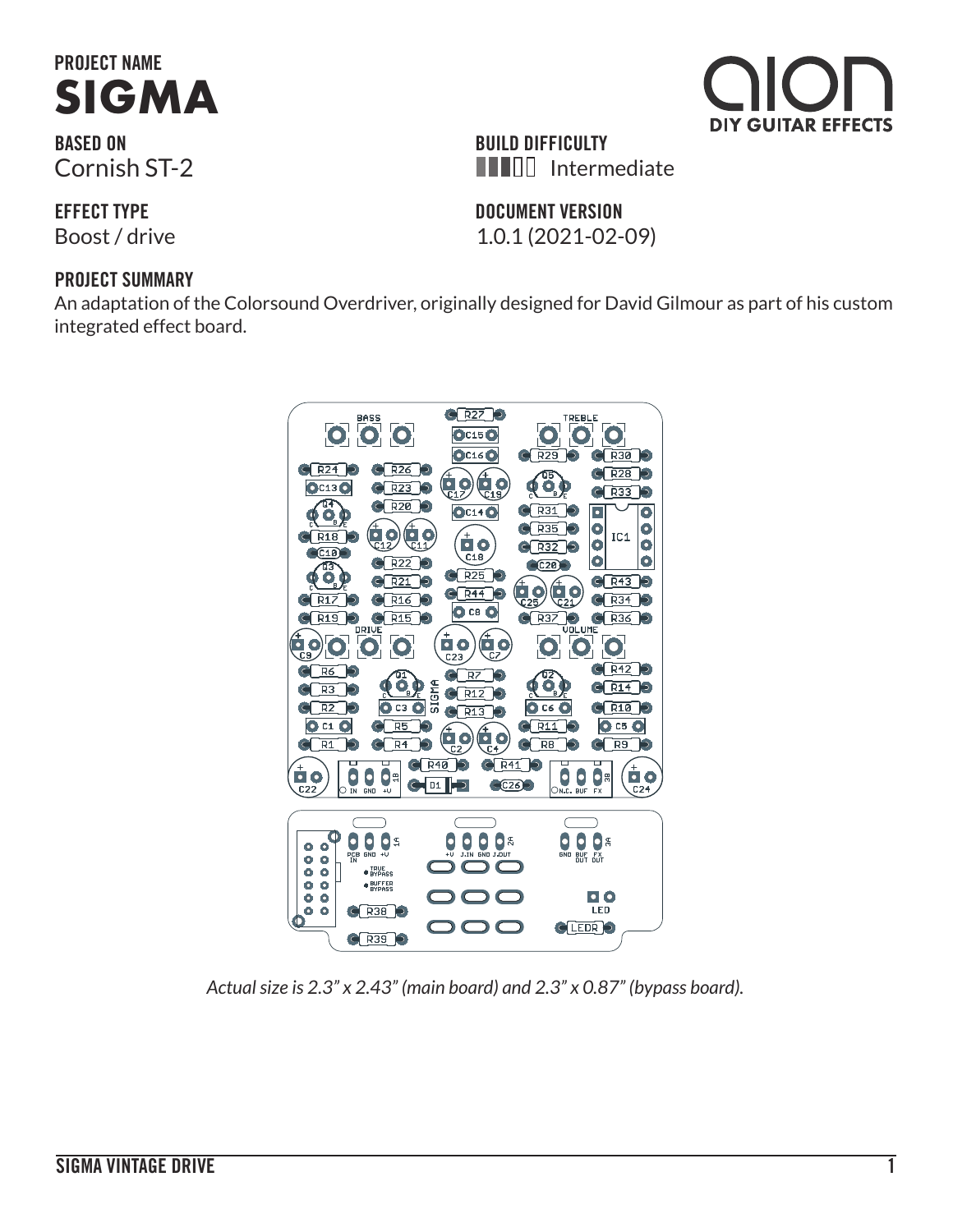## PROJECT NAME

# SIGMA

**BASED ON**
Cornish ST-2

**BUILD DIFFICULTY**
Intermediate

**EFFECT TYPE**
Boost / drive

**DOCUMENT VERSION**
1.0.1 (2021-02-09)

**PROJECT SUMMARY**
An adaptation of the Colorsound Overdriver, originally designed for David Gilmour as part of his custom integrated effect board.

*Actual size is 2.3" x 2.43" (main board) and 2.3" x 0.87" (bypass board).*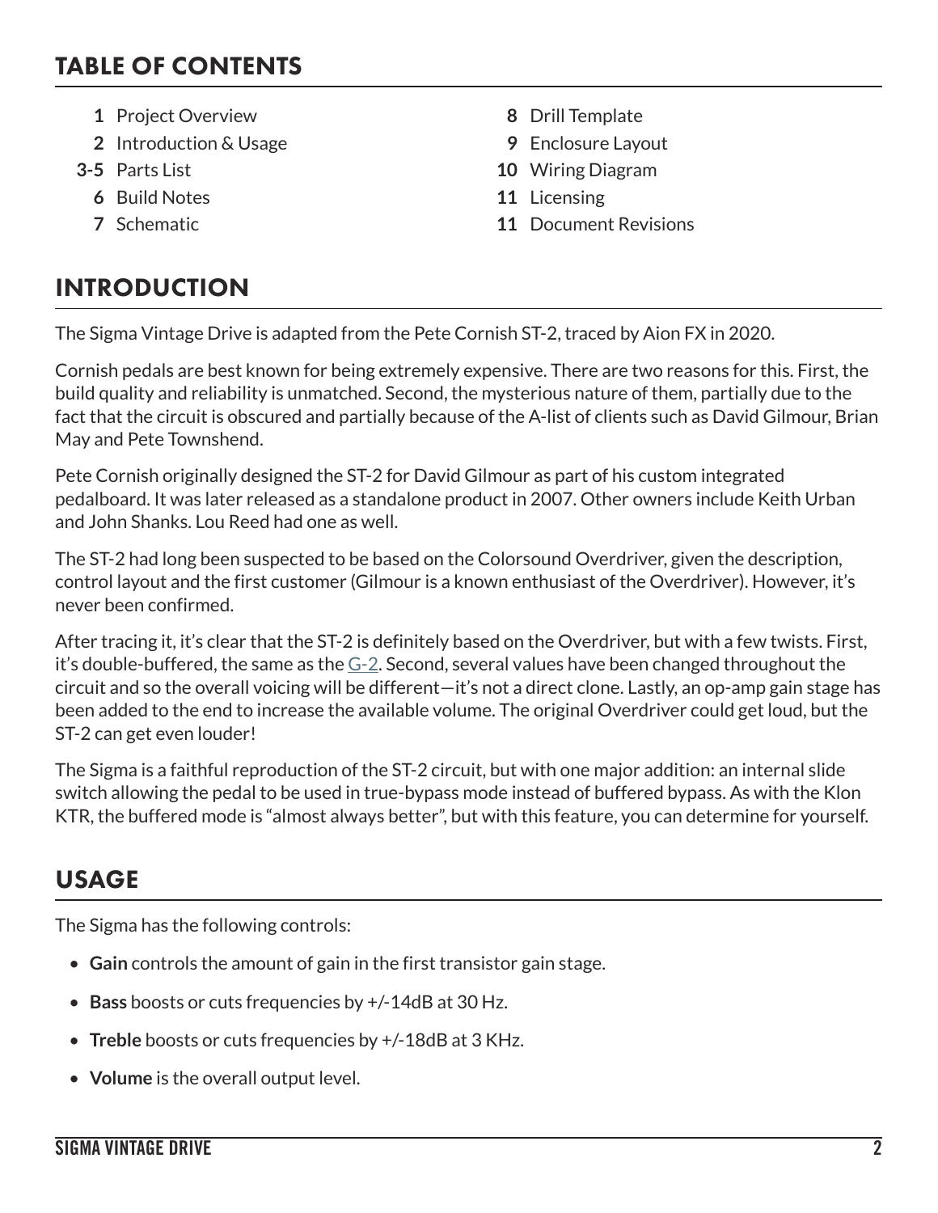## TABLE OF CONTENTS

- **1** Project Overview
- **2** Introduction & Usage
- **3-5** Parts List
- **6** Build Notes
- **7** Schematic
- **8** Drill Template
- **9** Enclosure Layout
- **10** Wiring Diagram
- **11** Licensing
- **11** Document Revisions

## INTRODUCTION

The Sigma Vintage Drive is adapted from the Pete Cornish ST-2, traced by Aion FX in 2020.

Cornish pedals are best known for being extremely expensive. There are two reasons for this. First, the build quality and reliability is unmatched. Second, the mysterious nature of them, partially due to the fact that the circuit is obscured and partially because of the A-list of clients such as David Gilmour, Brian May and Pete Townshend.

Pete Cornish originally designed the ST-2 for David Gilmour as part of his custom integrated pedalboard. It was later released as a standalone product in 2007. Other owners include Keith Urban and John Shanks. Lou Reed had one as well.

The ST-2 had long been suspected to be based on the Colorsound Overdriver, given the description, control layout and the first customer (Gilmour is a known enthusiast of the Overdriver). However, it's never been confirmed.

After tracing it, it's clear that the ST-2 is definitely based on the Overdriver, but with a few twists. First, it's double-buffered, the same as the G-2. Second, several values have been changed throughout the circuit and so the overall voicing will be different—it's not a direct clone. Lastly, an op-amp gain stage has been added to the end to increase the available volume. The original Overdriver could get loud, but the ST-2 can get even louder!

The Sigma is a faithful reproduction of the ST-2 circuit, but with one major addition: an internal slide switch allowing the pedal to be used in true-bypass mode instead of buffered bypass. As with the Klon KTR, the buffered mode is "almost always better", but with this feature, you can determine for yourself.

## USAGE

The Sigma has the following controls:

- **Gain** controls the amount of gain in the first transistor gain stage.
- **Bass** boosts or cuts frequencies by +/-14dB at 30 Hz.
- **Treble** boosts or cuts frequencies by +/-18dB at 3 KHz.
- **Volume** is the overall output level.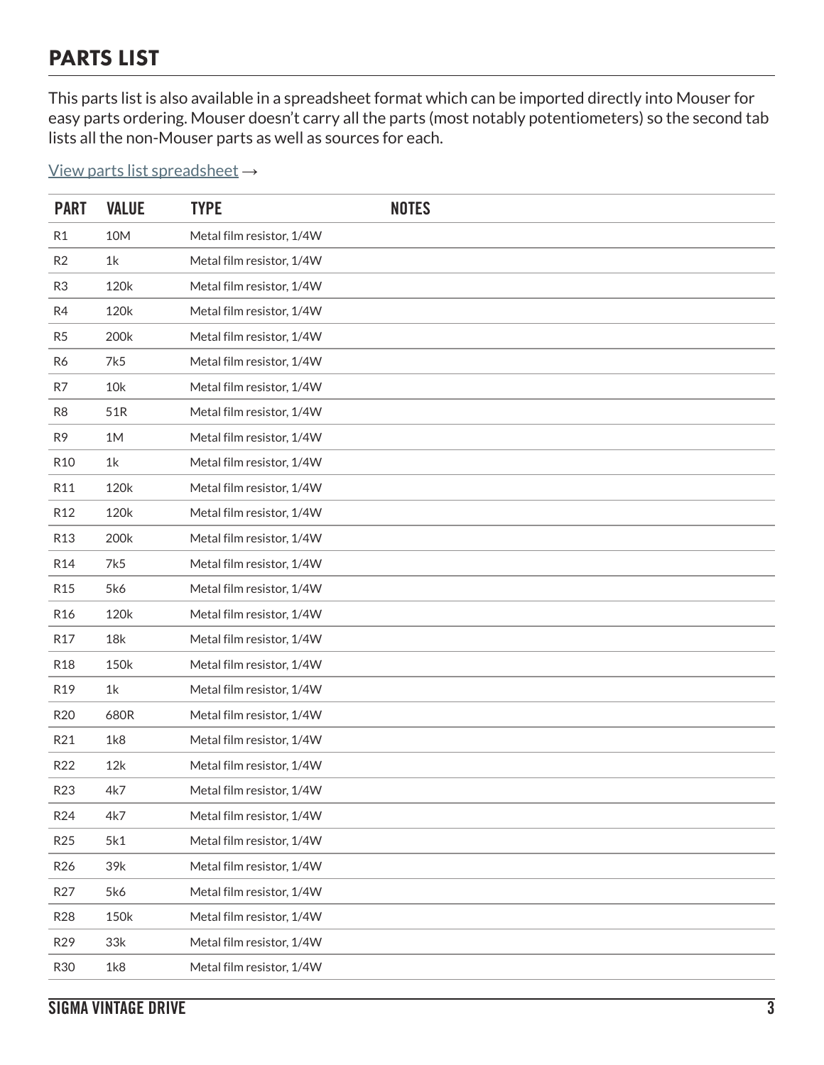## PARTS LIST

This parts list is also available in a spreadsheet format which can be imported directly into Mouser for easy parts ordering. Mouser doesn't carry all the parts (most notably potentiometers) so the second tab lists all the non-Mouser parts as well as sources for each.

View parts list spreadsheet →

| PART | VALUE | TYPE | NOTES |
|---|---|---|---|
| R1 | 10M | Metal film resistor, 1/4W | |
| R2 | 1k | Metal film resistor, 1/4W | |
| R3 | 120k | Metal film resistor, 1/4W | |
| R4 | 120k | Metal film resistor, 1/4W | |
| R5 | 200k | Metal film resistor, 1/4W | |
| R6 | 7k5 | Metal film resistor, 1/4W | |
| R7 | 10k | Metal film resistor, 1/4W | |
| R8 | 51R | Metal film resistor, 1/4W | |
| R9 | 1M | Metal film resistor, 1/4W | |
| R10 | 1k | Metal film resistor, 1/4W | |
| R11 | 120k | Metal film resistor, 1/4W | |
| R12 | 120k | Metal film resistor, 1/4W | |
| R13 | 200k | Metal film resistor, 1/4W | |
| R14 | 7k5 | Metal film resistor, 1/4W | |
| R15 | 5k6 | Metal film resistor, 1/4W | |
| R16 | 120k | Metal film resistor, 1/4W | |
| R17 | 18k | Metal film resistor, 1/4W | |
| R18 | 150k | Metal film resistor, 1/4W | |
| R19 | 1k | Metal film resistor, 1/4W | |
| R20 | 680R | Metal film resistor, 1/4W | |
| R21 | 1k8 | Metal film resistor, 1/4W | |
| R22 | 12k | Metal film resistor, 1/4W | |
| R23 | 4k7 | Metal film resistor, 1/4W | |
| R24 | 4k7 | Metal film resistor, 1/4W | |
| R25 | 5k1 | Metal film resistor, 1/4W | |
| R26 | 39k | Metal film resistor, 1/4W | |
| R27 | 5k6 | Metal film resistor, 1/4W | |
| R28 | 150k | Metal film resistor, 1/4W | |
| R29 | 33k | Metal film resistor, 1/4W | |
| R30 | 1k8 | Metal film resistor, 1/4W | |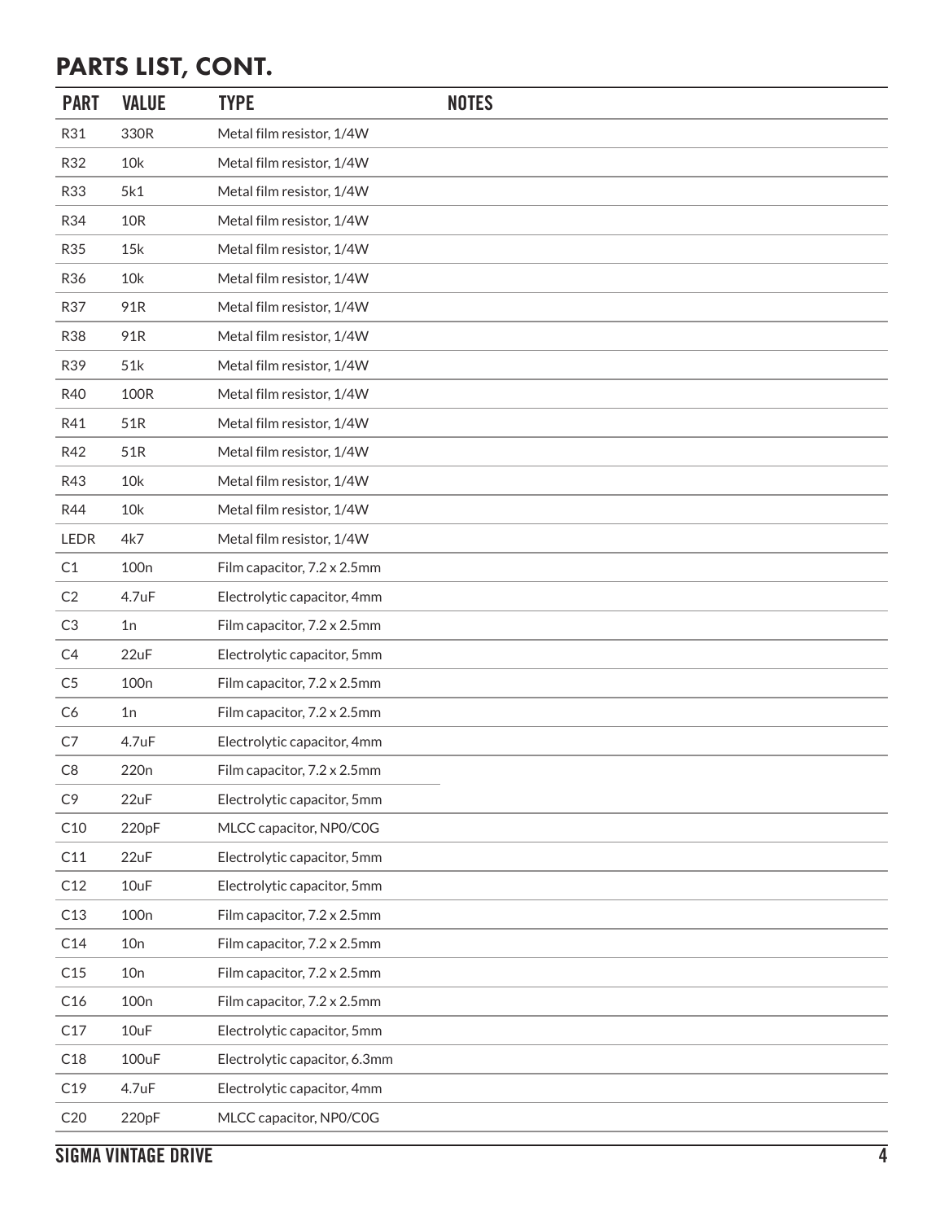## PARTS LIST, CONT.

| PART | VALUE | TYPE | NOTES |
| --- | --- | --- | --- |
| R31 | 330R | Metal film resistor, 1/4W | |
| R32 | 10k | Metal film resistor, 1/4W | |
| R33 | 5k1 | Metal film resistor, 1/4W | |
| R34 | 10R | Metal film resistor, 1/4W | |
| R35 | 15k | Metal film resistor, 1/4W | |
| R36 | 10k | Metal film resistor, 1/4W | |
| R37 | 91R | Metal film resistor, 1/4W | |
| R38 | 91R | Metal film resistor, 1/4W | |
| R39 | 51k | Metal film resistor, 1/4W | |
| R40 | 100R | Metal film resistor, 1/4W | |
| R41 | 51R | Metal film resistor, 1/4W | |
| R42 | 51R | Metal film resistor, 1/4W | |
| R43 | 10k | Metal film resistor, 1/4W | |
| R44 | 10k | Metal film resistor, 1/4W | |
| LEDR | 4k7 | Metal film resistor, 1/4W | |
| C1 | 100n | Film capacitor, 7.2 x 2.5mm | |
| C2 | 4.7uF | Electrolytic capacitor, 4mm | |
| C3 | 1n | Film capacitor, 7.2 x 2.5mm | |
| C4 | 22uF | Electrolytic capacitor, 5mm | |
| C5 | 100n | Film capacitor, 7.2 x 2.5mm | |
| C6 | 1n | Film capacitor, 7.2 x 2.5mm | |
| C7 | 4.7uF | Electrolytic capacitor, 4mm | |
| C8 | 220n | Film capacitor, 7.2 x 2.5mm | |
| C9 | 22uF | Electrolytic capacitor, 5mm | |
| C10 | 220pF | MLCC capacitor, NP0/C0G | |
| C11 | 22uF | Electrolytic capacitor, 5mm | |
| C12 | 10uF | Electrolytic capacitor, 5mm | |
| C13 | 100n | Film capacitor, 7.2 x 2.5mm | |
| C14 | 10n | Film capacitor, 7.2 x 2.5mm | |
| C15 | 10n | Film capacitor, 7.2 x 2.5mm | |
| C16 | 100n | Film capacitor, 7.2 x 2.5mm | |
| C17 | 10uF | Electrolytic capacitor, 5mm | |
| C18 | 100uF | Electrolytic capacitor, 6.3mm | |
| C19 | 4.7uF | Electrolytic capacitor, 4mm | |
| C20 | 220pF | MLCC capacitor, NP0/C0G | |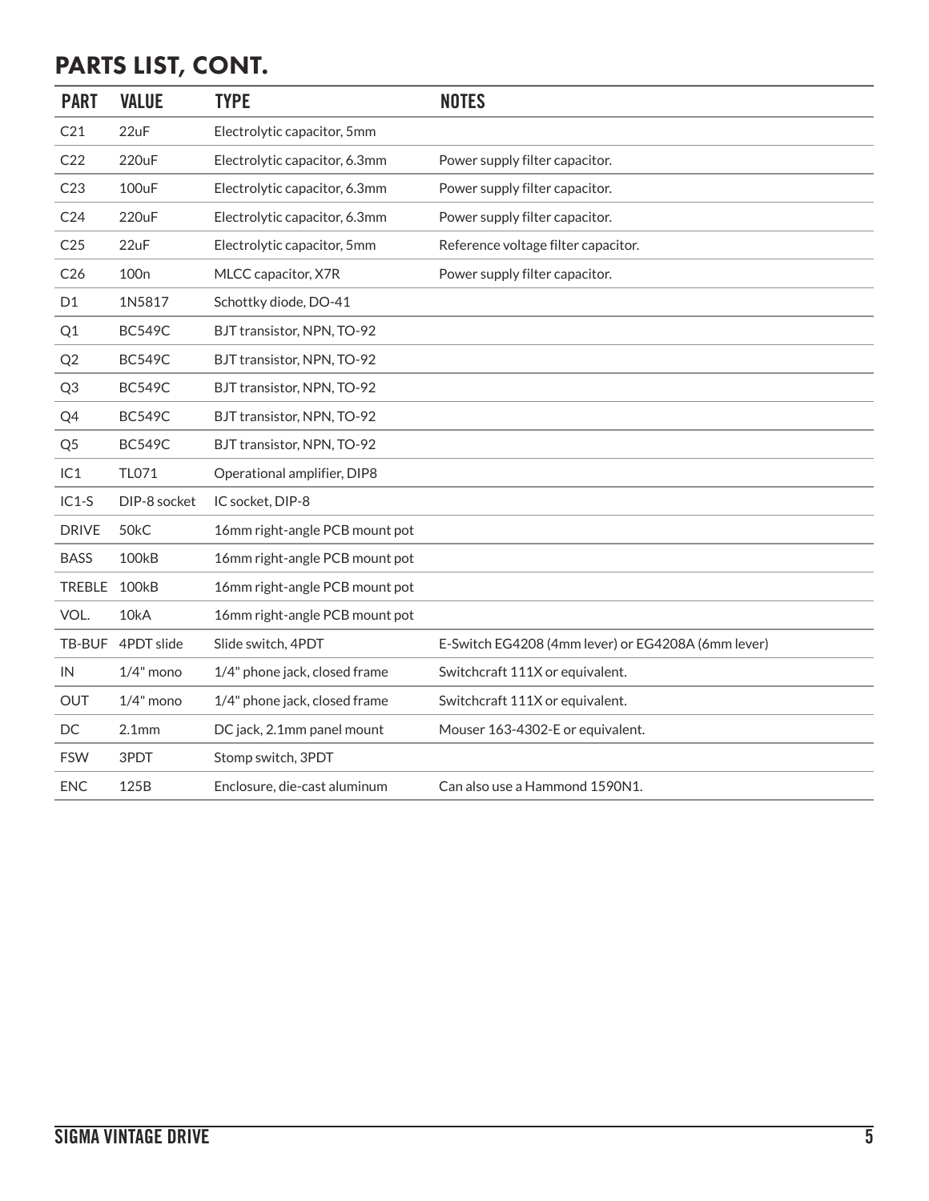## PARTS LIST, CONT.

| PART | VALUE | TYPE | NOTES |
|---|---|---|---|
| C21 | 22uF | Electrolytic capacitor, 5mm | |
| C22 | 220uF | Electrolytic capacitor, 6.3mm | Power supply filter capacitor. |
| C23 | 100uF | Electrolytic capacitor, 6.3mm | Power supply filter capacitor. |
| C24 | 220uF | Electrolytic capacitor, 6.3mm | Power supply filter capacitor. |
| C25 | 22uF | Electrolytic capacitor, 5mm | Reference voltage filter capacitor. |
| C26 | 100n | MLCC capacitor, X7R | Power supply filter capacitor. |
| D1 | 1N5817 | Schottky diode, DO-41 | |
| Q1 | BC549C | BJT transistor, NPN, TO-92 | |
| Q2 | BC549C | BJT transistor, NPN, TO-92 | |
| Q3 | BC549C | BJT transistor, NPN, TO-92 | |
| Q4 | BC549C | BJT transistor, NPN, TO-92 | |
| Q5 | BC549C | BJT transistor, NPN, TO-92 | |
| IC1 | TL071 | Operational amplifier, DIP8 | |
| IC1-S | DIP-8 socket | IC socket, DIP-8 | |
| DRIVE | 50kC | 16mm right-angle PCB mount pot | |
| BASS | 100kB | 16mm right-angle PCB mount pot | |
| TREBLE | 100kB | 16mm right-angle PCB mount pot | |
| VOL. | 10kA | 16mm right-angle PCB mount pot | |
| TB-BUF | 4PDT slide | Slide switch, 4PDT | E-Switch EG4208 (4mm lever) or EG4208A (6mm lever) |
| IN | 1/4" mono | 1/4" phone jack, closed frame | Switchcraft 111X or equivalent. |
| OUT | 1/4" mono | 1/4" phone jack, closed frame | Switchcraft 111X or equivalent. |
| DC | 2.1mm | DC jack, 2.1mm panel mount | Mouser 163-4302-E or equivalent. |
| FSW | 3PDT | Stomp switch, 3PDT | |
| ENC | 125B | Enclosure, die-cast aluminum | Can also use a Hammond 1590N1. |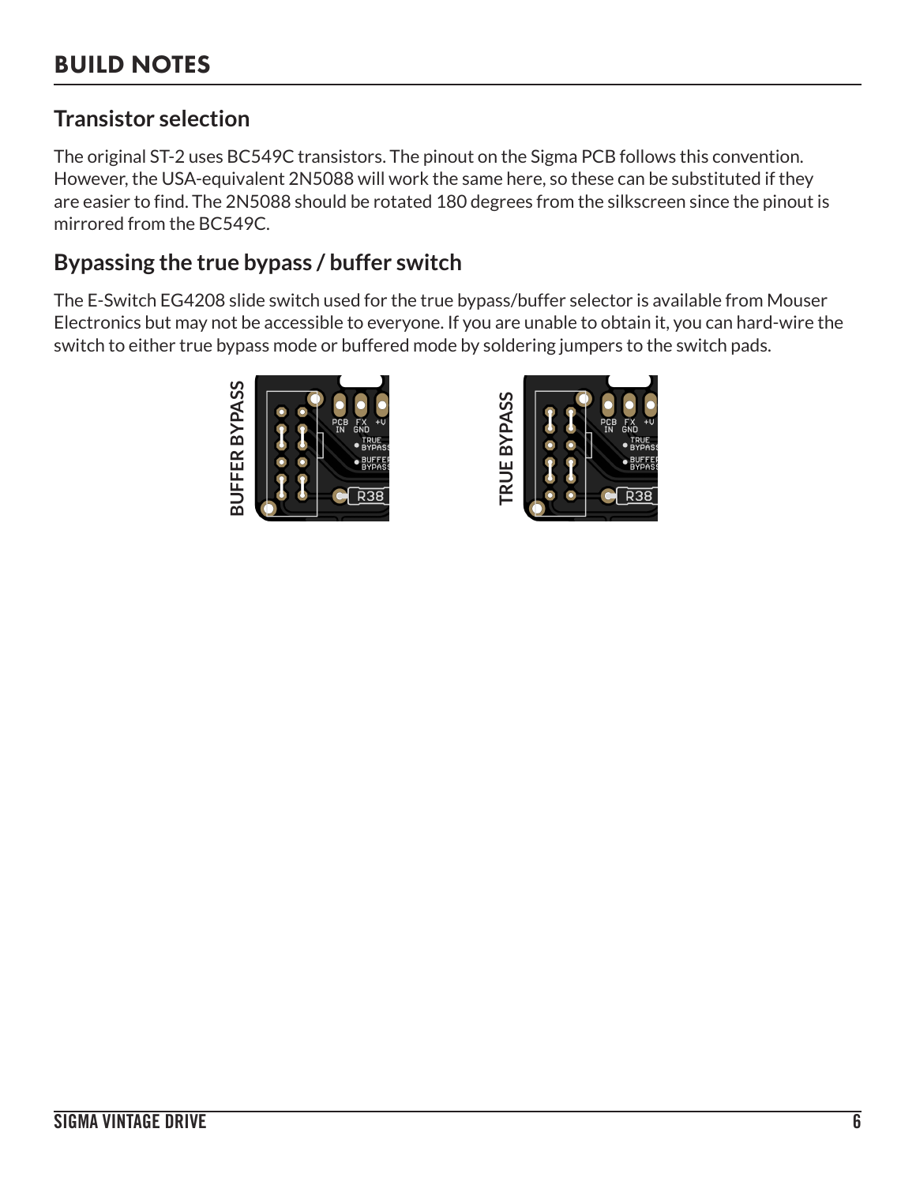# BUILD NOTES

## Transistor selection

The original ST-2 uses BC549C transistors. The pinout on the Sigma PCB follows this convention. However, the USA-equivalent 2N5088 will work the same here, so these can be substituted if they are easier to find. The 2N5088 should be rotated 180 degrees from the silkscreen since the pinout is mirrored from the BC549C.

## Bypassing the true bypass / buffer switch

The E-Switch EG4208 slide switch used for the true bypass/buffer selector is available from Mouser Electronics but may not be accessible to everyone. If you are unable to obtain it, you can hard-wire the switch to either true bypass mode or buffered mode by soldering jumpers to the switch pads.

BUFFER BYPASS

TRUE BYPASS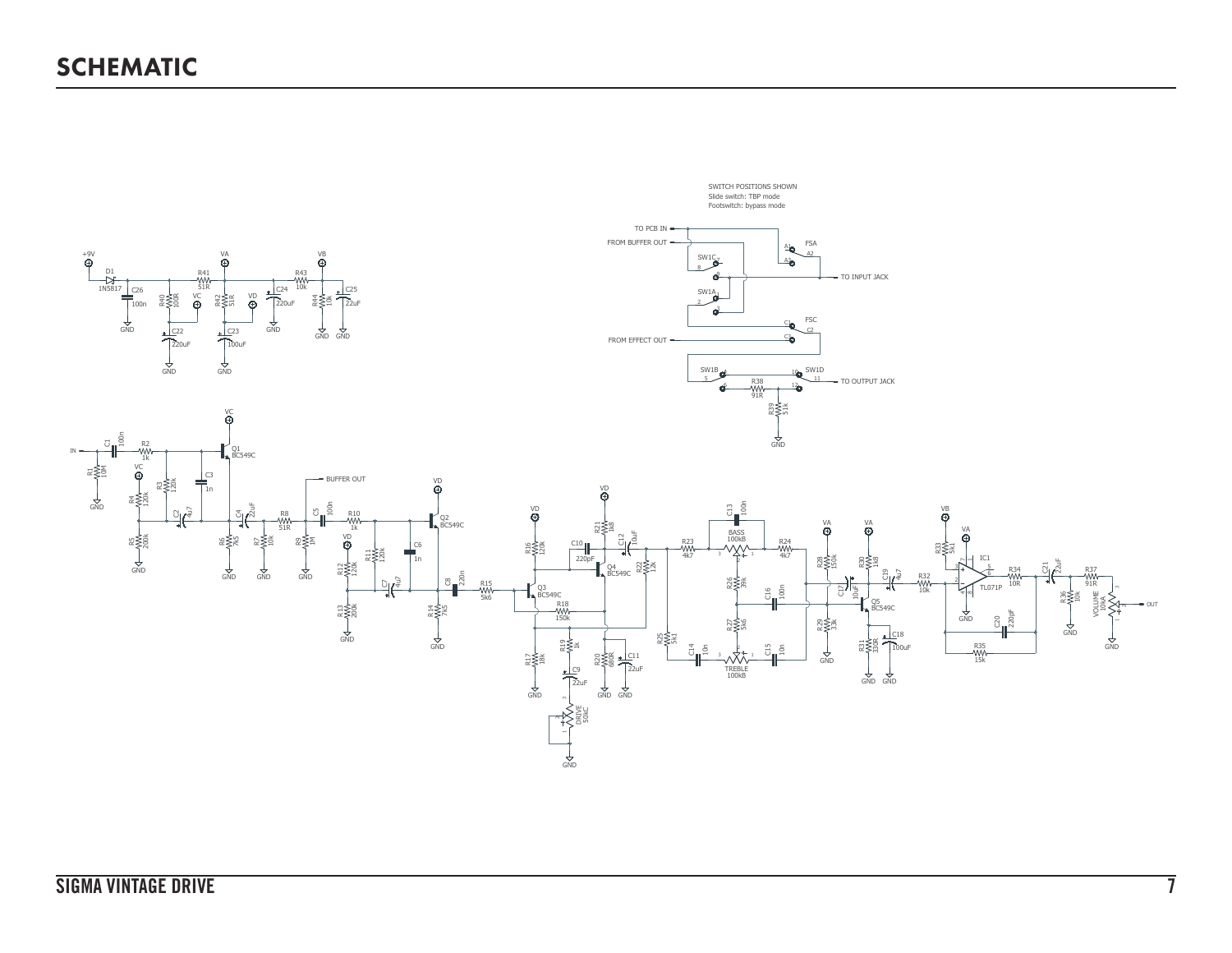# SCHEMATIC

SWITCH POSITIONS SHOWN
Slide switch: TBP mode
Footswitch: bypass mode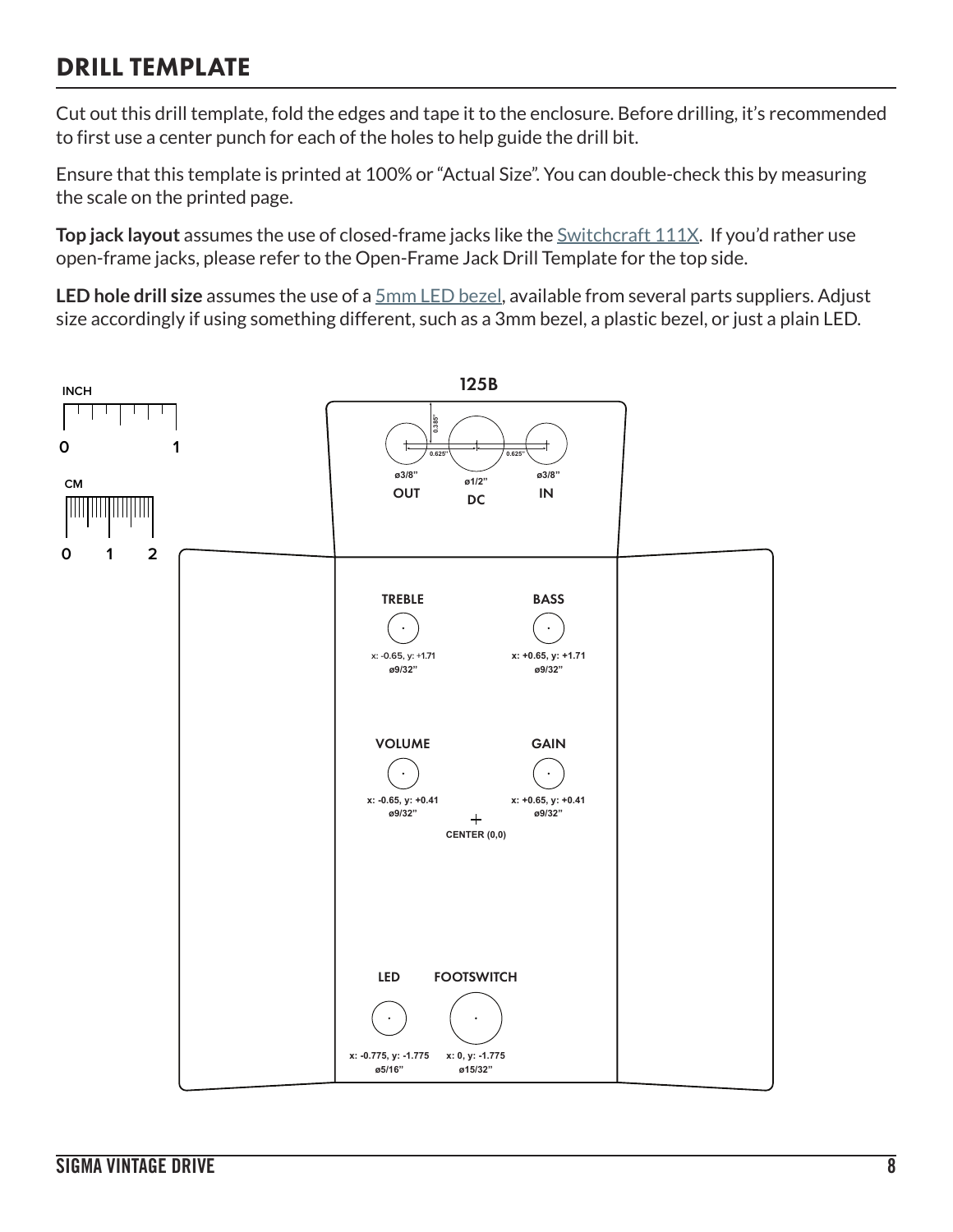## DRILL TEMPLATE

Cut out this drill template, fold the edges and tape it to the enclosure. Before drilling, it's recommended to first use a center punch for each of the holes to help guide the drill bit.

Ensure that this template is printed at 100% or "Actual Size". You can double-check this by measuring the scale on the printed page.

**Top jack layout** assumes the use of closed-frame jacks like the Switchcraft 111X. If you'd rather use open-frame jacks, please refer to the Open-Frame Jack Drill Template for the top side.

**LED hole drill size** assumes the use of a 5mm LED bezel, available from several parts suppliers. Adjust size accordingly if using something different, such as a 3mm bezel, a plastic bezel, or just a plain LED.

INCH
0 1

CM
0 1 2

125B

0.385"

0.625" 0.625"

ø3/8" OUT

ø1/2" DC

ø3/8" IN

TREBLE
x: -0.65, y: +1.71
ø9/32"

BASS
x: +0.65, y: +1.71
ø9/32"

VOLUME
x: -0.65, y: +0.41
ø9/32"

GAIN
x: +0.65, y: +0.41
ø9/32"

CENTER (0,0)

LED
x: -0.775, y: -1.775
ø5/16"

FOOTSWITCH
x: 0, y: -1.775
ø15/32"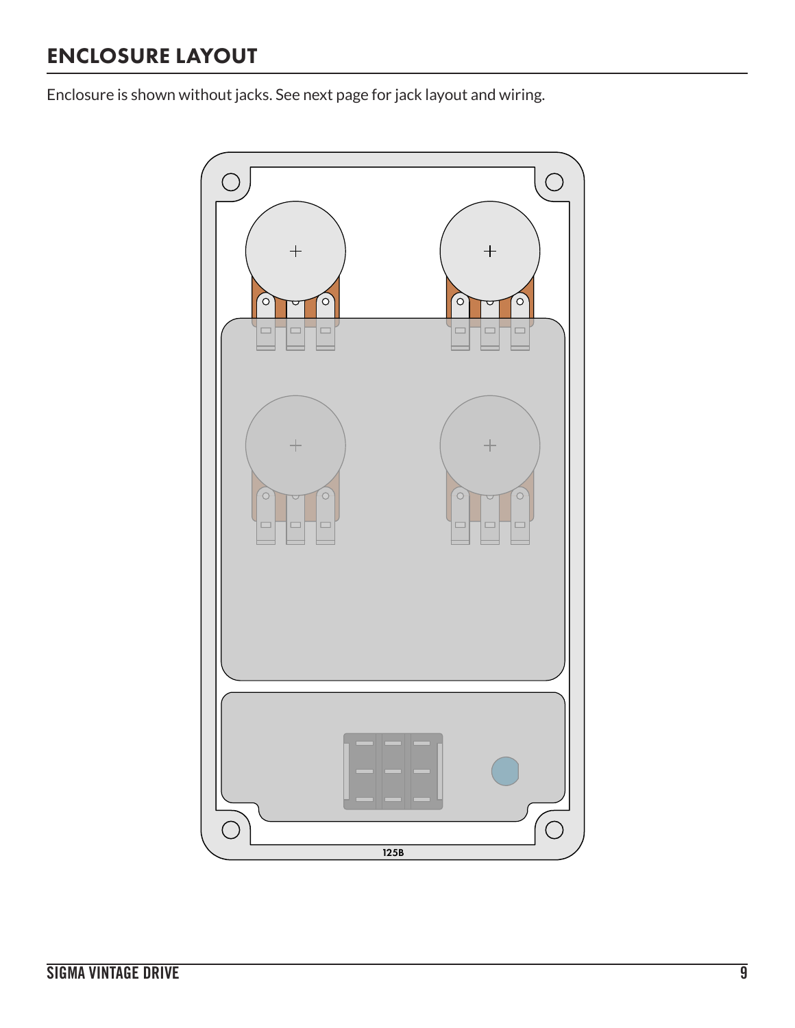## ENCLOSURE LAYOUT

Enclosure is shown without jacks. See next page for jack layout and wiring.

125B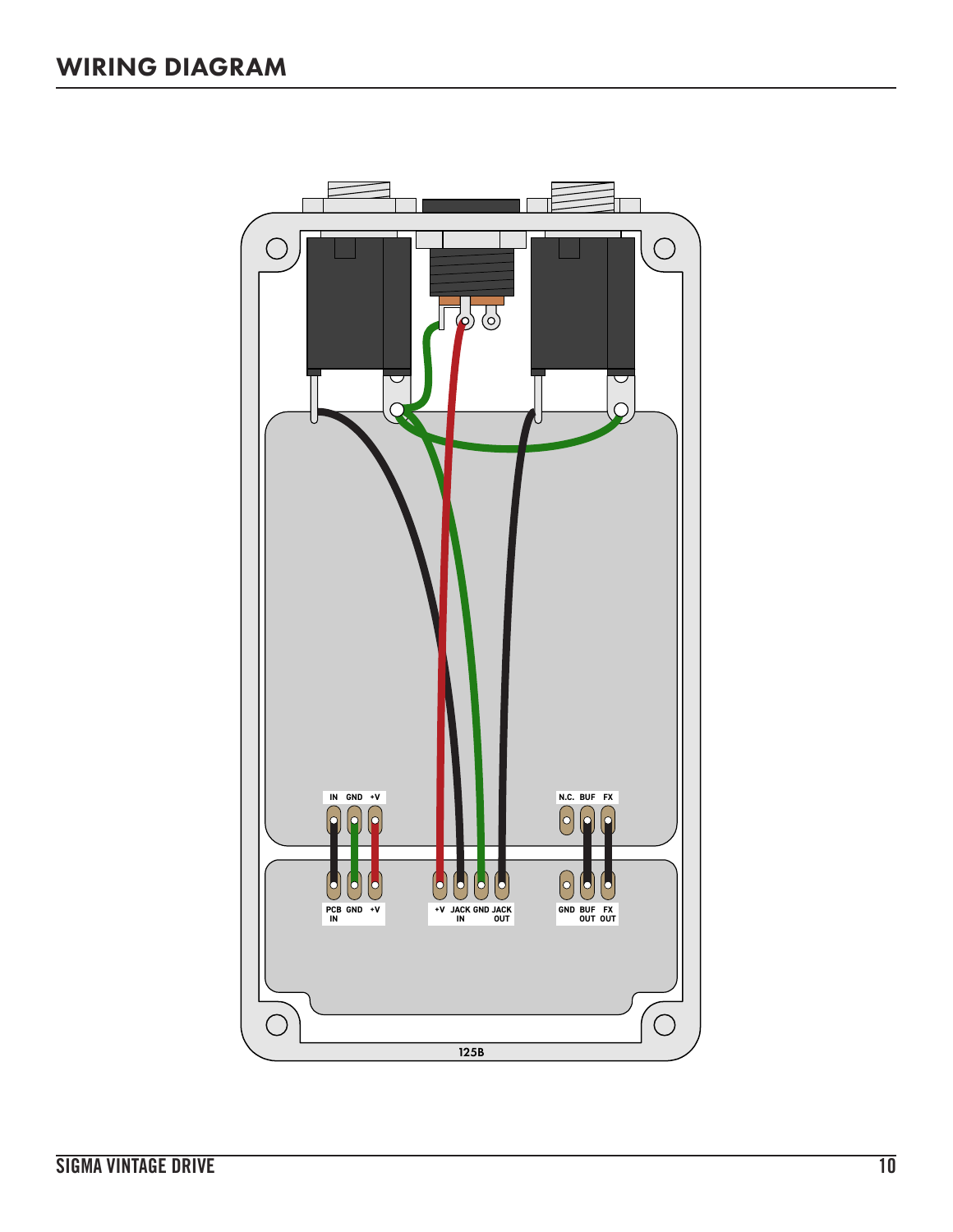## WIRING DIAGRAM

IN GND +V

N.C. BUF FX

PCB IN GND +V

+V JACK IN GND JACK OUT

GND BUF OUT FX OUT

125B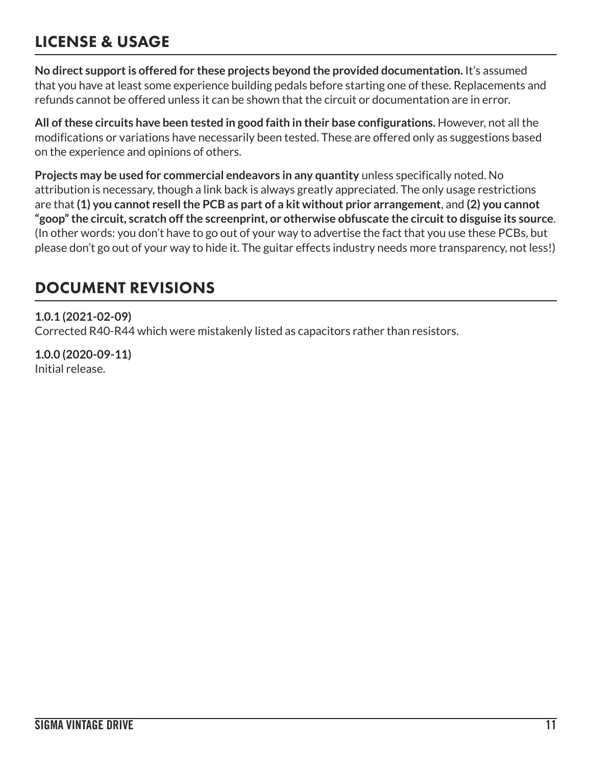## LICENSE & USAGE

**No direct support is offered for these projects beyond the provided documentation.** It's assumed that you have at least some experience building pedals before starting one of these. Replacements and refunds cannot be offered unless it can be shown that the circuit or documentation are in error.

**All of these circuits have been tested in good faith in their base configurations.** However, not all the modifications or variations have necessarily been tested. These are offered only as suggestions based on the experience and opinions of others.

**Projects may be used for commercial endeavors in any quantity** unless specifically noted. No attribution is necessary, though a link back is always greatly appreciated. The only usage restrictions are that **(1) you cannot resell the PCB as part of a kit without prior arrangement**, and **(2) you cannot "goop" the circuit, scratch off the screenprint, or otherwise obfuscate the circuit to disguise its source**. (In other words: you don't have to go out of your way to advertise the fact that you use these PCBs, but please don't go out of your way to hide it. The guitar effects industry needs more transparency, not less!)

## DOCUMENT REVISIONS

**1.0.1 (2021-02-09)**
Corrected R40-R44 which were mistakenly listed as capacitors rather than resistors.

**1.0.0 (2020-09-11)**
Initial release.